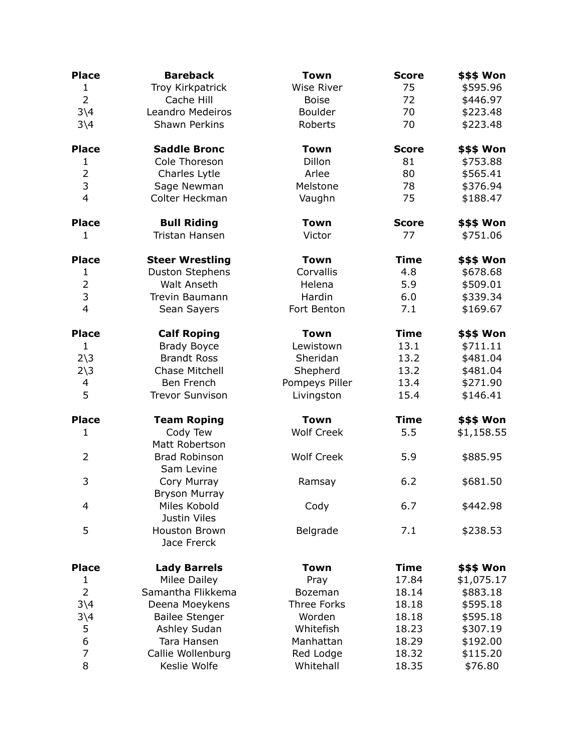| Place | Bareback | Town | Score | $$$ Won |
|---|---|---|---|---|
| 1 | Troy Kirkpatrick | Wise River | 75 | $595.96 |
| 2 | Cache Hill | Boise | 72 | $446.97 |
| 3\4 | Leandro Medeiros | Boulder | 70 | $223.48 |
| 3\4 | Shawn Perkins | Roberts | 70 | $223.48 |

| Place | Saddle Bronc | Town | Score | $$$ Won |
|---|---|---|---|---|
| 1 | Cole Thoreson | Dillon | 81 | $753.88 |
| 2 | Charles Lytle | Arlee | 80 | $565.41 |
| 3 | Sage Newman | Melstone | 78 | $376.94 |
| 4 | Colter Heckman | Vaughn | 75 | $188.47 |

| Place | Bull Riding | Town | Score | $$$ Won |
|---|---|---|---|---|
| 1 | Tristan Hansen | Victor | 77 | $751.06 |

| Place | Steer Wrestling | Town | Time | $$$ Won |
|---|---|---|---|---|
| 1 | Duston Stephens | Corvallis | 4.8 | $678.68 |
| 2 | Walt Anseth | Helena | 5.9 | $509.01 |
| 3 | Trevin Baumann | Hardin | 6.0 | $339.34 |
| 4 | Sean Sayers | Fort Benton | 7.1 | $169.67 |

| Place | Calf Roping | Town | Time | $$$ Won |
|---|---|---|---|---|
| 1 | Brady Boyce | Lewistown | 13.1 | $711.11 |
| 2\3 | Brandt Ross | Sheridan | 13.2 | $481.04 |
| 2\3 | Chase Mitchell | Shepherd | 13.2 | $481.04 |
| 4 | Ben French | Pompeys Piller | 13.4 | $271.90 |
| 5 | Trevor Sunvison | Livingston | 15.4 | $146.41 |

| Place | Team Roping | Town | Time | $$$ Won |
|---|---|---|---|---|
| 1 | Cody Tew<br>Matt Robertson | Wolf Creek | 5.5 | $1,158.55 |
| 2 | Brad Robinson<br>Sam Levine | Wolf Creek | 5.9 | $885.95 |
| 3 | Cory Murray<br>Bryson Murray | Ramsay | 6.2 | $681.50 |
| 4 | Miles Kobold<br>Justin Viles | Cody | 6.7 | $442.98 |
| 5 | Houston Brown<br>Jace Frerck | Belgrade | 7.1 | $238.53 |

| Place | Lady Barrels | Town | Time | $$$ Won |
|---|---|---|---|---|
| 1 | Milee Dailey | Pray | 17.84 | $1,075.17 |
| 2 | Samantha Flikkema | Bozeman | 18.14 | $883.18 |
| 3\4 | Deena Moeykens | Three Forks | 18.18 | $595.18 |
| 3\4 | Bailee Stenger | Worden | 18.18 | $595.18 |
| 5 | Ashley Sudan | Whitefish | 18.23 | $307.19 |
| 6 | Tara Hansen | Manhattan | 18.29 | $192.00 |
| 7 | Callie Wollenburg | Red Lodge | 18.32 | $115.20 |
| 8 | Keslie Wolfe | Whitehall | 18.35 | $76.80 |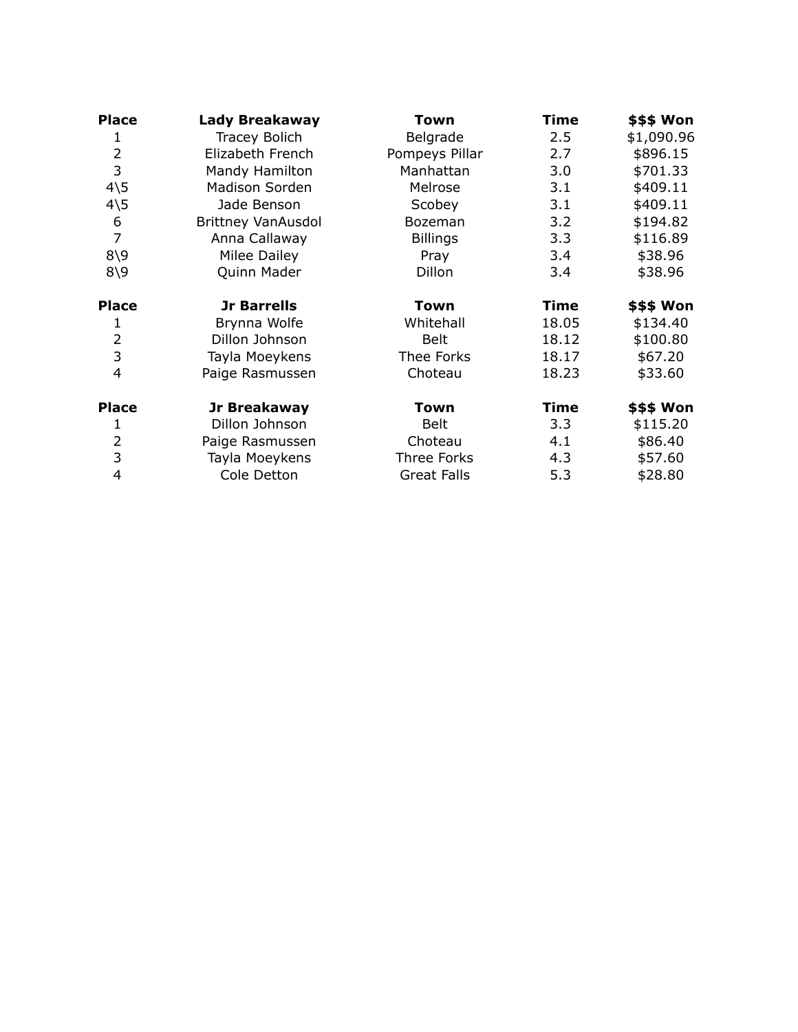| Place | Lady Breakaway | Town | Time | $$$ Won |
|---|---|---|---|---|
| 1 | Tracey Bolich | Belgrade | 2.5 | $1,090.96 |
| 2 | Elizabeth French | Pompeys Pillar | 2.7 | $896.15 |
| 3 | Mandy Hamilton | Manhattan | 3.0 | $701.33 |
| 4\5 | Madison Sorden | Melrose | 3.1 | $409.11 |
| 4\5 | Jade Benson | Scobey | 3.1 | $409.11 |
| 6 | Brittney VanAusdol | Bozeman | 3.2 | $194.82 |
| 7 | Anna Callaway | Billings | 3.3 | $116.89 |
| 8\9 | Milee Dailey | Pray | 3.4 | $38.96 |
| 8\9 | Quinn Mader | Dillon | 3.4 | $38.96 |

| Place | Jr Barrells | Town | Time | $$$ Won |
|---|---|---|---|---|
| 1 | Brynna Wolfe | Whitehall | 18.05 | $134.40 |
| 2 | Dillon Johnson | Belt | 18.12 | $100.80 |
| 3 | Tayla Moeykens | Thee Forks | 18.17 | $67.20 |
| 4 | Paige Rasmussen | Choteau | 18.23 | $33.60 |

| Place | Jr Breakaway | Town | Time | $$$ Won |
|---|---|---|---|---|
| 1 | Dillon Johnson | Belt | 3.3 | $115.20 |
| 2 | Paige Rasmussen | Choteau | 4.1 | $86.40 |
| 3 | Tayla Moeykens | Three Forks | 4.3 | $57.60 |
| 4 | Cole Detton | Great Falls | 5.3 | $28.80 |